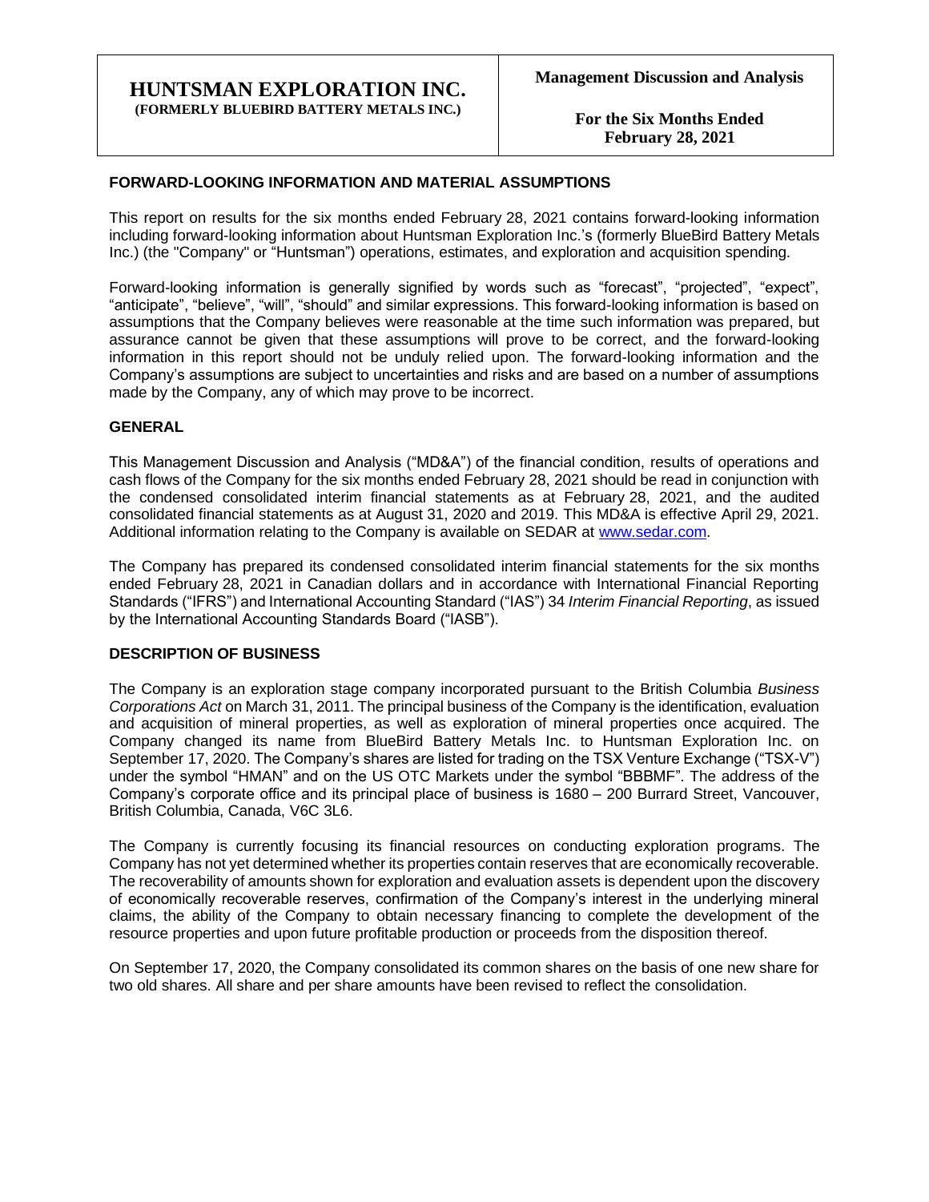# HUNTSMAN EXPLORATION INC.
**(FORMERLY BLUEBIRD BATTERY METALS INC.)**

**Management Discussion and Analysis**

**For the Six Months Ended February 28, 2021**

## FORWARD-LOOKING INFORMATION AND MATERIAL ASSUMPTIONS

This report on results for the six months ended February 28, 2021 contains forward-looking information including forward-looking information about Huntsman Exploration Inc.'s (formerly BlueBird Battery Metals Inc.) (the "Company" or "Huntsman") operations, estimates, and exploration and acquisition spending.

Forward-looking information is generally signified by words such as "forecast", "projected", "expect", "anticipate", "believe", "will", "should" and similar expressions. This forward-looking information is based on assumptions that the Company believes were reasonable at the time such information was prepared, but assurance cannot be given that these assumptions will prove to be correct, and the forward-looking information in this report should not be unduly relied upon. The forward-looking information and the Company's assumptions are subject to uncertainties and risks and are based on a number of assumptions made by the Company, any of which may prove to be incorrect.

## GENERAL

This Management Discussion and Analysis ("MD&A") of the financial condition, results of operations and cash flows of the Company for the six months ended February 28, 2021 should be read in conjunction with the condensed consolidated interim financial statements as at February 28, 2021, and the audited consolidated financial statements as at August 31, 2020 and 2019. This MD&A is effective April 29, 2021. Additional information relating to the Company is available on SEDAR at www.sedar.com.

The Company has prepared its condensed consolidated interim financial statements for the six months ended February 28, 2021 in Canadian dollars and in accordance with International Financial Reporting Standards ("IFRS") and International Accounting Standard ("IAS") 34 *Interim Financial Reporting*, as issued by the International Accounting Standards Board ("IASB").

## DESCRIPTION OF BUSINESS

The Company is an exploration stage company incorporated pursuant to the British Columbia *Business Corporations Act* on March 31, 2011. The principal business of the Company is the identification, evaluation and acquisition of mineral properties, as well as exploration of mineral properties once acquired. The Company changed its name from BlueBird Battery Metals Inc. to Huntsman Exploration Inc. on September 17, 2020. The Company's shares are listed for trading on the TSX Venture Exchange ("TSX-V") under the symbol "HMAN" and on the US OTC Markets under the symbol "BBBMF". The address of the Company's corporate office and its principal place of business is 1680 – 200 Burrard Street, Vancouver, British Columbia, Canada, V6C 3L6.

The Company is currently focusing its financial resources on conducting exploration programs. The Company has not yet determined whether its properties contain reserves that are economically recoverable. The recoverability of amounts shown for exploration and evaluation assets is dependent upon the discovery of economically recoverable reserves, confirmation of the Company's interest in the underlying mineral claims, the ability of the Company to obtain necessary financing to complete the development of the resource properties and upon future profitable production or proceeds from the disposition thereof.

On September 17, 2020, the Company consolidated its common shares on the basis of one new share for two old shares. All share and per share amounts have been revised to reflect the consolidation.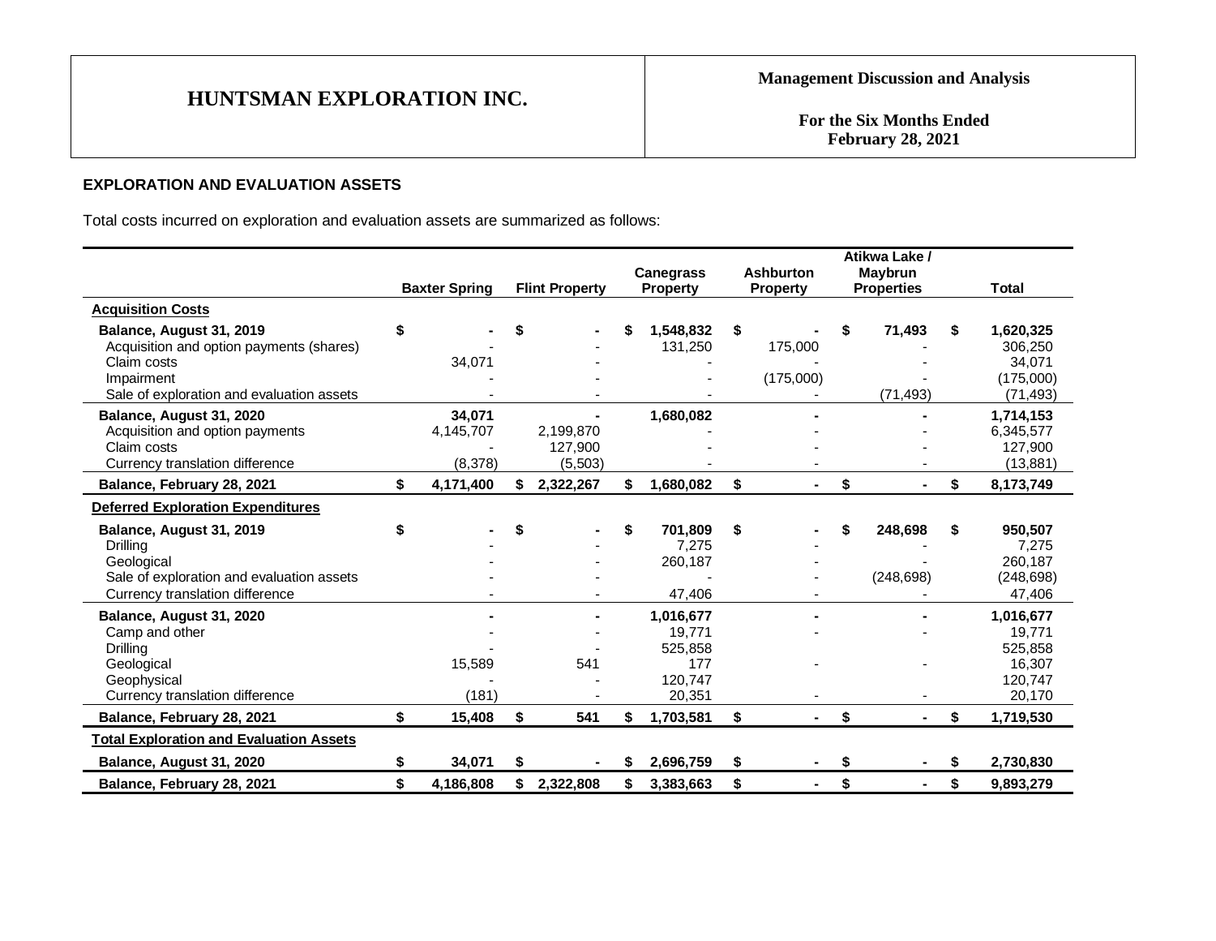## EXPLORATION AND EVALUATION ASSETS

Total costs incurred on exploration and evaluation assets are summarized as follows:

| | Baxter Spring | Flint Property | Canegrass Property | Ashburton Property | Atikwa Lake / Maybrun Properties | Total |
|---|---|---|---|---|---|---|
| **Acquisition Costs** | | | | | | |
| **Balance, August 31, 2019** | $ - | $ - | $ 1,548,832 | $ - | $ 71,493 | $ 1,620,325 |
| Acquisition and option payments (shares) | - | - | 131,250 | 175,000 | - | 306,250 |
| Claim costs | 34,071 | - | - | - | - | 34,071 |
| Impairment | - | - | - | (175,000) | - | (175,000) |
| Sale of exploration and evaluation assets | - | - | - | - | (71,493) | (71,493) |
| **Balance, August 31, 2020** | 34,071 | - | 1,680,082 | - | - | 1,714,153 |
| Acquisition and option payments | 4,145,707 | 2,199,870 | - | - | - | 6,345,577 |
| Claim costs | - | 127,900 | - | - | - | 127,900 |
| Currency translation difference | (8,378) | (5,503) | - | - | - | (13,881) |
| **Balance, February 28, 2021** | $ 4,171,400 | $ 2,322,267 | $ 1,680,082 | $ - | $ - | $ 8,173,749 |
| **Deferred Exploration Expenditures** | | | | | | |
| **Balance, August 31, 2019** | $ - | $ - | $ 701,809 | $ - | $ 248,698 | $ 950,507 |
| Drilling | - | - | 7,275 | - | - | 7,275 |
| Geological | - | - | 260,187 | - | - | 260,187 |
| Sale of exploration and evaluation assets | - | - | - | - | (248,698) | (248,698) |
| Currency translation difference | - | - | 47,406 | - | - | 47,406 |
| **Balance, August 31, 2020** | - | - | 1,016,677 | - | - | 1,016,677 |
| Camp and other | - | - | 19,771 | - | - | 19,771 |
| Drilling | - | - | 525,858 | | | 525,858 |
| Geological | 15,589 | 541 | 177 | - | - | 16,307 |
| Geophysical | - | - | 120,747 | | | 120,747 |
| Currency translation difference | (181) | - | 20,351 | - | - | 20,170 |
| **Balance, February 28, 2021** | $ 15,408 | $ 541 | $ 1,703,581 | $ - | $ - | $ 1,719,530 |
| **Total Exploration and Evaluation Assets** | | | | | | |
| **Balance, August 31, 2020** | $ 34,071 | $ - | $ 2,696,759 | $ - | $ - | $ 2,730,830 |
| **Balance, February 28, 2021** | $ 4,186,808 | $ 2,322,808 | $ 3,383,663 | $ - | $ - | $ 9,893,279 |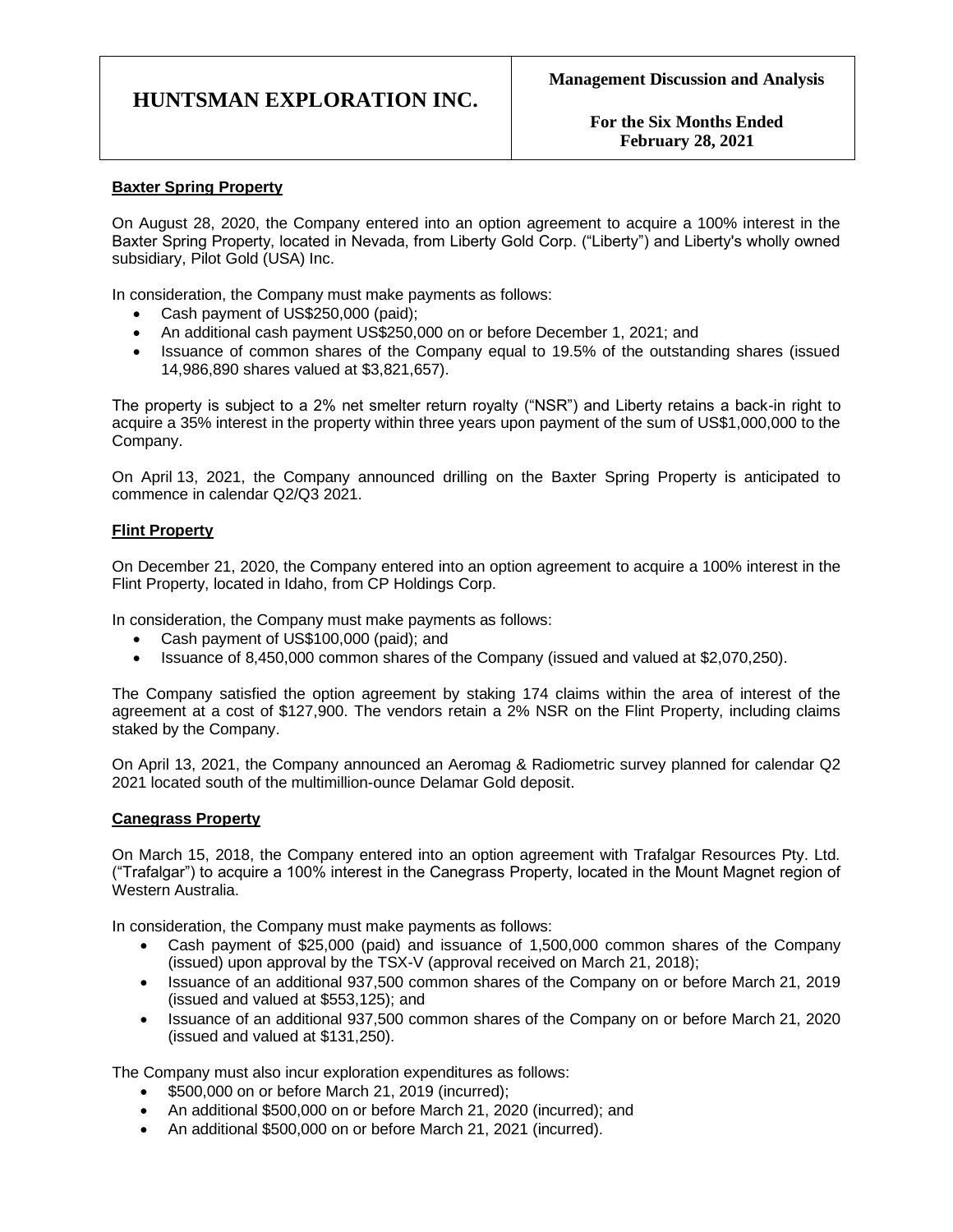#### **Baxter Spring Property**

On August 28, 2020, the Company entered into an option agreement to acquire a 100% interest in the Baxter Spring Property, located in Nevada, from Liberty Gold Corp. ("Liberty") and Liberty's wholly owned subsidiary, Pilot Gold (USA) Inc.

In consideration, the Company must make payments as follows:

- Cash payment of US$250,000 (paid);
- An additional cash payment US$250,000 on or before December 1, 2021; and
- Issuance of common shares of the Company equal to 19.5% of the outstanding shares (issued 14,986,890 shares valued at $3,821,657).

The property is subject to a 2% net smelter return royalty ("NSR") and Liberty retains a back-in right to acquire a 35% interest in the property within three years upon payment of the sum of US$1,000,000 to the Company.

On April 13, 2021, the Company announced drilling on the Baxter Spring Property is anticipated to commence in calendar Q2/Q3 2021.

#### **Flint Property**

On December 21, 2020, the Company entered into an option agreement to acquire a 100% interest in the Flint Property, located in Idaho, from CP Holdings Corp.

In consideration, the Company must make payments as follows:

- Cash payment of US$100,000 (paid); and
- Issuance of 8,450,000 common shares of the Company (issued and valued at $2,070,250).

The Company satisfied the option agreement by staking 174 claims within the area of interest of the agreement at a cost of $127,900. The vendors retain a 2% NSR on the Flint Property, including claims staked by the Company.

On April 13, 2021, the Company announced an Aeromag & Radiometric survey planned for calendar Q2 2021 located south of the multimillion-ounce Delamar Gold deposit.

#### **Canegrass Property**

On March 15, 2018, the Company entered into an option agreement with Trafalgar Resources Pty. Ltd. ("Trafalgar") to acquire a 100% interest in the Canegrass Property, located in the Mount Magnet region of Western Australia.

In consideration, the Company must make payments as follows:

- Cash payment of $25,000 (paid) and issuance of 1,500,000 common shares of the Company (issued) upon approval by the TSX-V (approval received on March 21, 2018);
- Issuance of an additional 937,500 common shares of the Company on or before March 21, 2019 (issued and valued at $553,125); and
- Issuance of an additional 937,500 common shares of the Company on or before March 21, 2020 (issued and valued at $131,250).

The Company must also incur exploration expenditures as follows:

- $500,000 on or before March 21, 2019 (incurred);
- An additional $500,000 on or before March 21, 2020 (incurred); and
- An additional $500,000 on or before March 21, 2021 (incurred).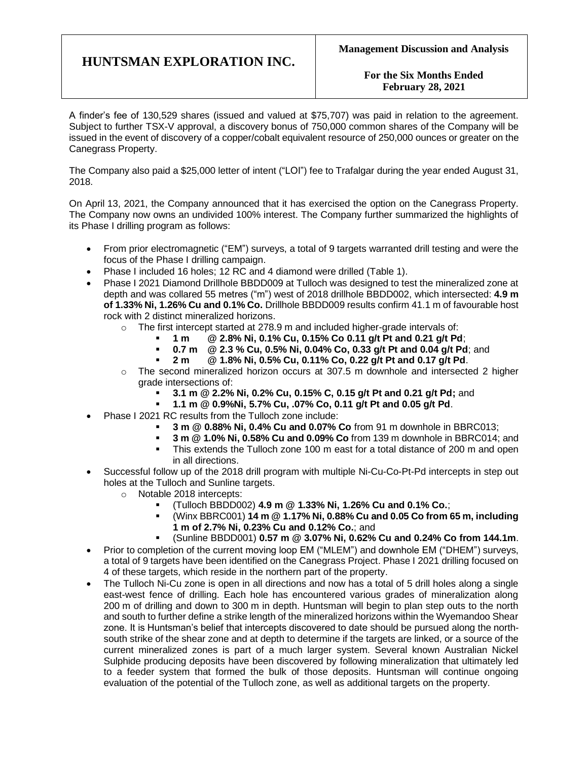A finder's fee of 130,529 shares (issued and valued at $75,707) was paid in relation to the agreement. Subject to further TSX-V approval, a discovery bonus of 750,000 common shares of the Company will be issued in the event of discovery of a copper/cobalt equivalent resource of 250,000 ounces or greater on the Canegrass Property.

The Company also paid a $25,000 letter of intent ("LOI") fee to Trafalgar during the year ended August 31, 2018.

On April 13, 2021, the Company announced that it has exercised the option on the Canegrass Property. The Company now owns an undivided 100% interest. The Company further summarized the highlights of its Phase I drilling program as follows:

- From prior electromagnetic ("EM") surveys, a total of 9 targets warranted drill testing and were the focus of the Phase I drilling campaign.
- Phase I included 16 holes; 12 RC and 4 diamond were drilled (Table 1).
- Phase I 2021 Diamond Drillhole BBDD009 at Tulloch was designed to test the mineralized zone at depth and was collared 55 metres ("m") west of 2018 drillhole BBDD002, which intersected: **4.9 m of 1.33% Ni, 1.26% Cu and 0.1% Co.** Drillhole BBDD009 results confirm 41.1 m of favourable host rock with 2 distinct mineralized horizons.
  - The first intercept started at 278.9 m and included higher-grade intervals of:
    - **1 m @ 2.8% Ni, 0.1% Cu, 0.15% Co 0.11 g/t Pt and 0.21 g/t Pd**;
    - **0.7 m @ 2.3 % Cu, 0.5% Ni, 0.04% Co, 0.33 g/t Pt and 0.04 g/t Pd**; and
    - **2 m @ 1.8% Ni, 0.5% Cu, 0.11% Co, 0.22 g/t Pt and 0.17 g/t Pd**.
  - The second mineralized horizon occurs at 307.5 m downhole and intersected 2 higher grade intersections of:
    - **3.1 m @ 2.2% Ni, 0.2% Cu, 0.15% C, 0.15 g/t Pt and 0.21 g/t Pd;** and
    - **1.1 m @ 0.9%Ni, 5.7% Cu, .07% Co, 0.11 g/t Pt and 0.05 g/t Pd**.
- Phase I 2021 RC results from the Tulloch zone include:
  - **3 m @ 0.88% Ni, 0.4% Cu and 0.07% Co** from 91 m downhole in BBRC013;
  - **3 m @ 1.0% Ni, 0.58% Cu and 0.09% Co** from 139 m downhole in BBRC014; and
  - This extends the Tulloch zone 100 m east for a total distance of 200 m and open in all directions.
- Successful follow up of the 2018 drill program with multiple Ni-Cu-Co-Pt-Pd intercepts in step out holes at the Tulloch and Sunline targets.
  - Notable 2018 intercepts:
    - (Tulloch BBDD002) **4.9 m @ 1.33% Ni, 1.26% Cu and 0.1% Co.**;
    - (Winx BBRC001) **14 m @ 1.17% Ni, 0.88% Cu and 0.05 Co from 65 m, including 1 m of 2.7% Ni, 0.23% Cu and 0.12% Co.**; and
    - (Sunline BBDD001) **0.57 m @ 3.07% Ni, 0.62% Cu and 0.24% Co from 144.1m**.
- Prior to completion of the current moving loop EM ("MLEM") and downhole EM ("DHEM") surveys, a total of 9 targets have been identified on the Canegrass Project. Phase I 2021 drilling focused on 4 of these targets, which reside in the northern part of the property.
- The Tulloch Ni-Cu zone is open in all directions and now has a total of 5 drill holes along a single east-west fence of drilling. Each hole has encountered various grades of mineralization along 200 m of drilling and down to 300 m in depth. Huntsman will begin to plan step outs to the north and south to further define a strike length of the mineralized horizons within the Wyemandoo Shear zone. It is Huntsman's belief that intercepts discovered to date should be pursued along the north-south strike of the shear zone and at depth to determine if the targets are linked, or a source of the current mineralized zones is part of a much larger system. Several known Australian Nickel Sulphide producing deposits have been discovered by following mineralization that ultimately led to a feeder system that formed the bulk of those deposits. Huntsman will continue ongoing evaluation of the potential of the Tulloch zone, as well as additional targets on the property.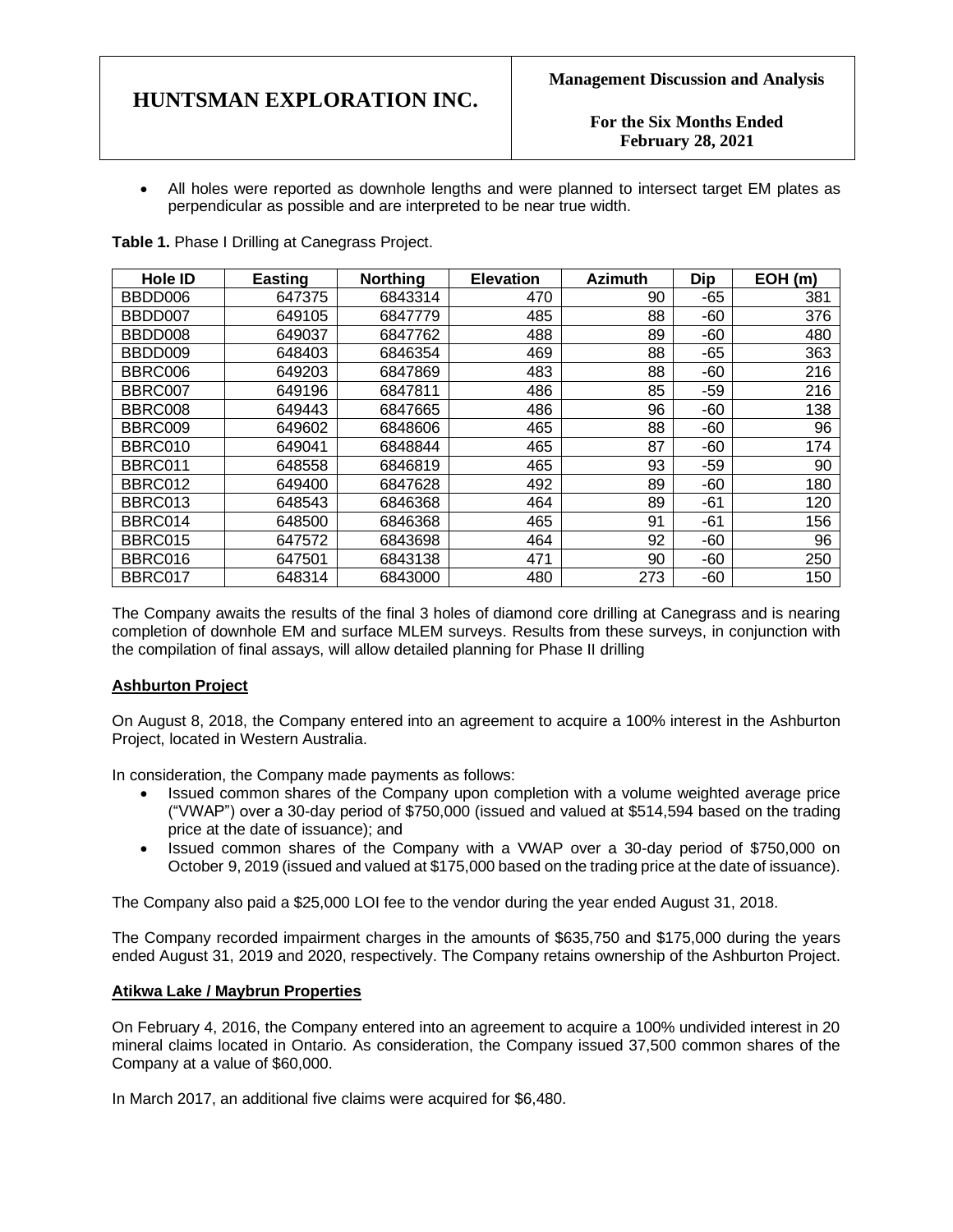- All holes were reported as downhole lengths and were planned to intersect target EM plates as perpendicular as possible and are interpreted to be near true width.

**Table 1.** Phase I Drilling at Canegrass Project.

| Hole ID | Easting | Northing | Elevation | Azimuth | Dip | EOH (m) |
|---|---|---|---|---|---|---|
| BBDD006 | 647375 | 6843314 | 470 | 90 | -65 | 381 |
| BBDD007 | 649105 | 6847779 | 485 | 88 | -60 | 376 |
| BBDD008 | 649037 | 6847762 | 488 | 89 | -60 | 480 |
| BBDD009 | 648403 | 6846354 | 469 | 88 | -65 | 363 |
| BBRC006 | 649203 | 6847869 | 483 | 88 | -60 | 216 |
| BBRC007 | 649196 | 6847811 | 486 | 85 | -59 | 216 |
| BBRC008 | 649443 | 6847665 | 486 | 96 | -60 | 138 |
| BBRC009 | 649602 | 6848606 | 465 | 88 | -60 | 96 |
| BBRC010 | 649041 | 6848844 | 465 | 87 | -60 | 174 |
| BBRC011 | 648558 | 6846819 | 465 | 93 | -59 | 90 |
| BBRC012 | 649400 | 6847628 | 492 | 89 | -60 | 180 |
| BBRC013 | 648543 | 6846368 | 464 | 89 | -61 | 120 |
| BBRC014 | 648500 | 6846368 | 465 | 91 | -61 | 156 |
| BBRC015 | 647572 | 6843698 | 464 | 92 | -60 | 96 |
| BBRC016 | 647501 | 6843138 | 471 | 90 | -60 | 250 |
| BBRC017 | 648314 | 6843000 | 480 | 273 | -60 | 150 |

The Company awaits the results of the final 3 holes of diamond core drilling at Canegrass and is nearing completion of downhole EM and surface MLEM surveys. Results from these surveys, in conjunction with the compilation of final assays, will allow detailed planning for Phase II drilling

**Ashburton Project**

On August 8, 2018, the Company entered into an agreement to acquire a 100% interest in the Ashburton Project, located in Western Australia.

In consideration, the Company made payments as follows:

- Issued common shares of the Company upon completion with a volume weighted average price ("VWAP") over a 30-day period of $750,000 (issued and valued at $514,594 based on the trading price at the date of issuance); and
- Issued common shares of the Company with a VWAP over a 30-day period of $750,000 on October 9, 2019 (issued and valued at $175,000 based on the trading price at the date of issuance).

The Company also paid a $25,000 LOI fee to the vendor during the year ended August 31, 2018.

The Company recorded impairment charges in the amounts of $635,750 and $175,000 during the years ended August 31, 2019 and 2020, respectively. The Company retains ownership of the Ashburton Project.

**Atikwa Lake / Maybrun Properties**

On February 4, 2016, the Company entered into an agreement to acquire a 100% undivided interest in 20 mineral claims located in Ontario. As consideration, the Company issued 37,500 common shares of the Company at a value of $60,000.

In March 2017, an additional five claims were acquired for $6,480.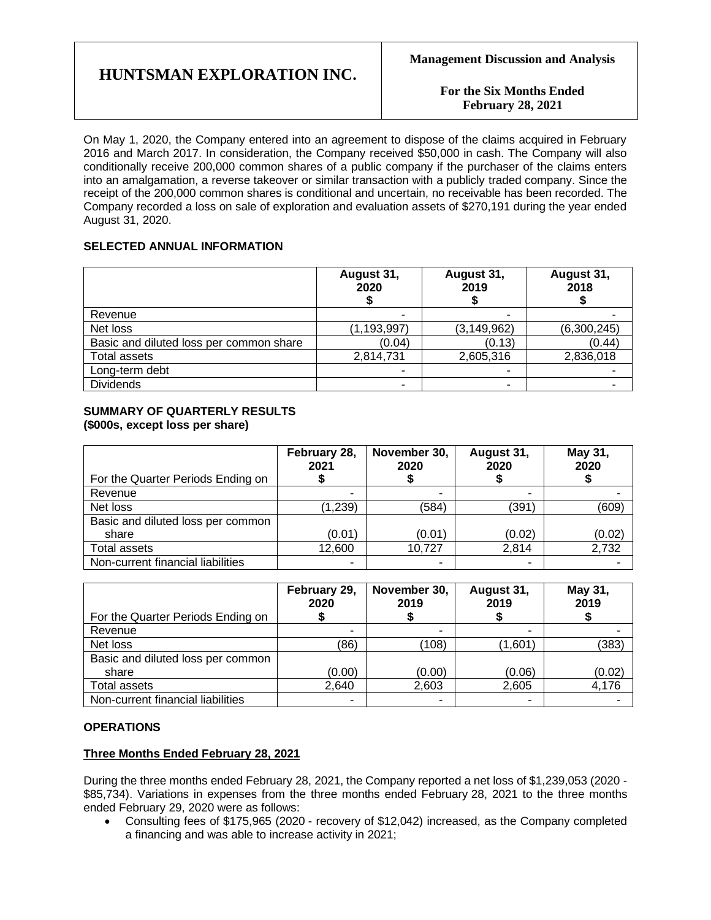On May 1, 2020, the Company entered into an agreement to dispose of the claims acquired in February 2016 and March 2017. In consideration, the Company received $50,000 in cash. The Company will also conditionally receive 200,000 common shares of a public company if the purchaser of the claims enters into an amalgamation, a reverse takeover or similar transaction with a publicly traded company. Since the receipt of the 200,000 common shares is conditional and uncertain, no receivable has been recorded. The Company recorded a loss on sale of exploration and evaluation assets of $270,191 during the year ended August 31, 2020.

## SELECTED ANNUAL INFORMATION

| | August 31, 2020 $ | August 31, 2019 $ | August 31, 2018 $ |
|---|---|---|---|
| Revenue | - | - | - |
| Net loss | (1,193,997) | (3,149,962) | (6,300,245) |
| Basic and diluted loss per common share | (0.04) | (0.13) | (0.44) |
| Total assets | 2,814,731 | 2,605,316 | 2,836,018 |
| Long-term debt | - | - | - |
| Dividends | - | - | - |

## SUMMARY OF QUARTERLY RESULTS
**(\$000s, except loss per share)**

| For the Quarter Periods Ending on | February 28, 2021 $ | November 30, 2020 $ | August 31, 2020 $ | May 31, 2020 $ |
|---|---|---|---|---|
| Revenue | - | - | - | - |
| Net loss | (1,239) | (584) | (391) | (609) |
| Basic and diluted loss per common share | (0.01) | (0.01) | (0.02) | (0.02) |
| Total assets | 12,600 | 10,727 | 2,814 | 2,732 |
| Non-current financial liabilities | - | - | - | - |

| For the Quarter Periods Ending on | February 29, 2020 $ | November 30, 2019 $ | August 31, 2019 $ | May 31, 2019 $ |
|---|---|---|---|---|
| Revenue | - | - | - | - |
| Net loss | (86) | (108) | (1,601) | (383) |
| Basic and diluted loss per common share | (0.00) | (0.00) | (0.06) | (0.02) |
| Total assets | 2,640 | 2,603 | 2,605 | 4,176 |
| Non-current financial liabilities | - | - | - | - |

## OPERATIONS

### Three Months Ended February 28, 2021

During the three months ended February 28, 2021, the Company reported a net loss of $1,239,053 (2020 - $85,734). Variations in expenses from the three months ended February 28, 2021 to the three months ended February 29, 2020 were as follows:

- Consulting fees of $175,965 (2020 - recovery of $12,042) increased, as the Company completed a financing and was able to increase activity in 2021;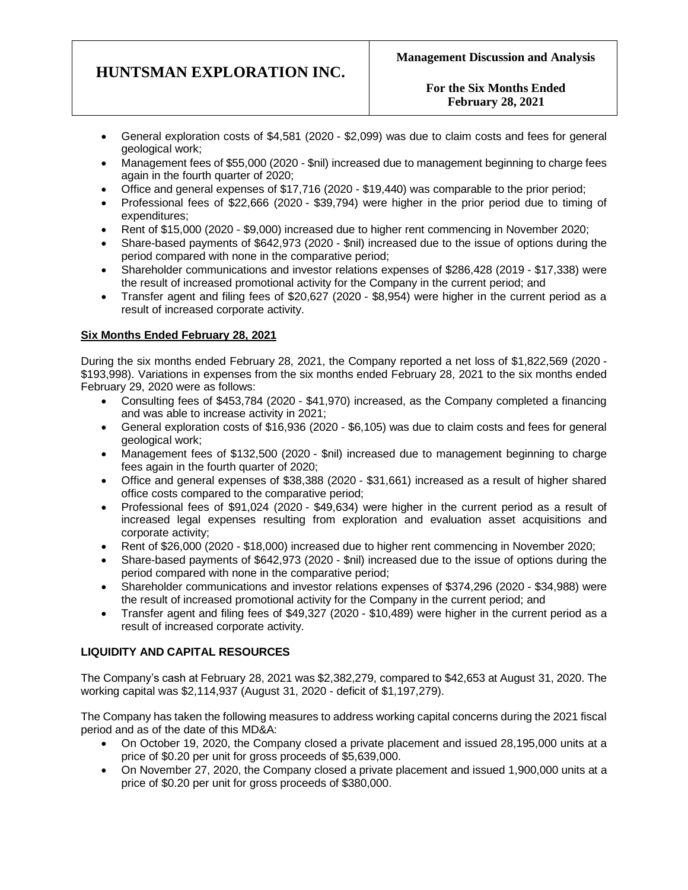- General exploration costs of $4,581 (2020 - $2,099) was due to claim costs and fees for general geological work;
- Management fees of $55,000 (2020 - $nil) increased due to management beginning to charge fees again in the fourth quarter of 2020;
- Office and general expenses of $17,716 (2020 - $19,440) was comparable to the prior period;
- Professional fees of $22,666 (2020 - $39,794) were higher in the prior period due to timing of expenditures;
- Rent of $15,000 (2020 - $9,000) increased due to higher rent commencing in November 2020;
- Share-based payments of $642,973 (2020 - $nil) increased due to the issue of options during the period compared with none in the comparative period;
- Shareholder communications and investor relations expenses of $286,428 (2019 - $17,338) were the result of increased promotional activity for the Company in the current period; and
- Transfer agent and filing fees of $20,627 (2020 - $8,954) were higher in the current period as a result of increased corporate activity.

**Six Months Ended February 28, 2021**

During the six months ended February 28, 2021, the Company reported a net loss of $1,822,569 (2020 - $193,998). Variations in expenses from the six months ended February 28, 2021 to the six months ended February 29, 2020 were as follows:

- Consulting fees of $453,784 (2020 - $41,970) increased, as the Company completed a financing and was able to increase activity in 2021;
- General exploration costs of $16,936 (2020 - $6,105) was due to claim costs and fees for general geological work;
- Management fees of $132,500 (2020 - $nil) increased due to management beginning to charge fees again in the fourth quarter of 2020;
- Office and general expenses of $38,388 (2020 - $31,661) increased as a result of higher shared office costs compared to the comparative period;
- Professional fees of $91,024 (2020 - $49,634) were higher in the current period as a result of increased legal expenses resulting from exploration and evaluation asset acquisitions and corporate activity;
- Rent of $26,000 (2020 - $18,000) increased due to higher rent commencing in November 2020;
- Share-based payments of $642,973 (2020 - $nil) increased due to the issue of options during the period compared with none in the comparative period;
- Shareholder communications and investor relations expenses of $374,296 (2020 - $34,988) were the result of increased promotional activity for the Company in the current period; and
- Transfer agent and filing fees of $49,327 (2020 - $10,489) were higher in the current period as a result of increased corporate activity.

## LIQUIDITY AND CAPITAL RESOURCES

The Company's cash at February 28, 2021 was $2,382,279, compared to $42,653 at August 31, 2020. The working capital was $2,114,937 (August 31, 2020 - deficit of $1,197,279).

The Company has taken the following measures to address working capital concerns during the 2021 fiscal period and as of the date of this MD&A:

- On October 19, 2020, the Company closed a private placement and issued 28,195,000 units at a price of $0.20 per unit for gross proceeds of $5,639,000.
- On November 27, 2020, the Company closed a private placement and issued 1,900,000 units at a price of $0.20 per unit for gross proceeds of $380,000.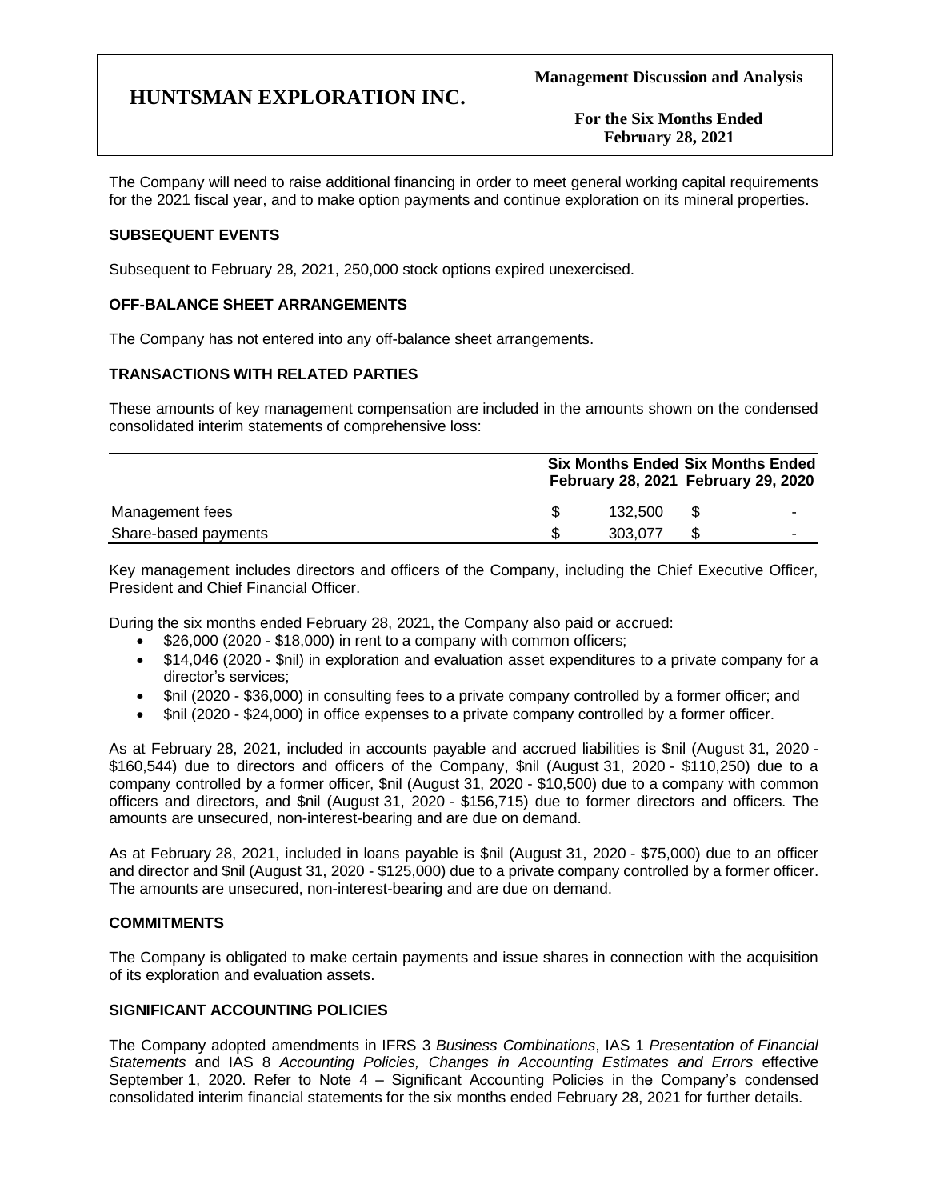The Company will need to raise additional financing in order to meet general working capital requirements for the 2021 fiscal year, and to make option payments and continue exploration on its mineral properties.

## SUBSEQUENT EVENTS

Subsequent to February 28, 2021, 250,000 stock options expired unexercised.

## OFF-BALANCE SHEET ARRANGEMENTS

The Company has not entered into any off-balance sheet arrangements.

## TRANSACTIONS WITH RELATED PARTIES

These amounts of key management compensation are included in the amounts shown on the condensed consolidated interim statements of comprehensive loss:

| | Six Months Ended February 28, 2021 | Six Months Ended February 29, 2020 |
|---|---|---|
| Management fees | $ 132,500 | $ - |
| Share-based payments | $ 303,077 | $ - |

Key management includes directors and officers of the Company, including the Chief Executive Officer, President and Chief Financial Officer.

During the six months ended February 28, 2021, the Company also paid or accrued:

- $26,000 (2020 - $18,000) in rent to a company with common officers;
- $14,046 (2020 - $nil) in exploration and evaluation asset expenditures to a private company for a director's services;
- $nil (2020 - $36,000) in consulting fees to a private company controlled by a former officer; and
- $nil (2020 - $24,000) in office expenses to a private company controlled by a former officer.

As at February 28, 2021, included in accounts payable and accrued liabilities is $nil (August 31, 2020 - $160,544) due to directors and officers of the Company, $nil (August 31, 2020 - $110,250) due to a company controlled by a former officer, $nil (August 31, 2020 - $10,500) due to a company with common officers and directors, and $nil (August 31, 2020 - $156,715) due to former directors and officers. The amounts are unsecured, non-interest-bearing and are due on demand.

As at February 28, 2021, included in loans payable is $nil (August 31, 2020 - $75,000) due to an officer and director and $nil (August 31, 2020 - $125,000) due to a private company controlled by a former officer. The amounts are unsecured, non-interest-bearing and are due on demand.

## COMMITMENTS

The Company is obligated to make certain payments and issue shares in connection with the acquisition of its exploration and evaluation assets.

## SIGNIFICANT ACCOUNTING POLICIES

The Company adopted amendments in IFRS 3 *Business Combinations*, IAS 1 *Presentation of Financial Statements* and IAS 8 *Accounting Policies, Changes in Accounting Estimates and Errors* effective September 1, 2020. Refer to Note 4 – Significant Accounting Policies in the Company's condensed consolidated interim financial statements for the six months ended February 28, 2021 for further details.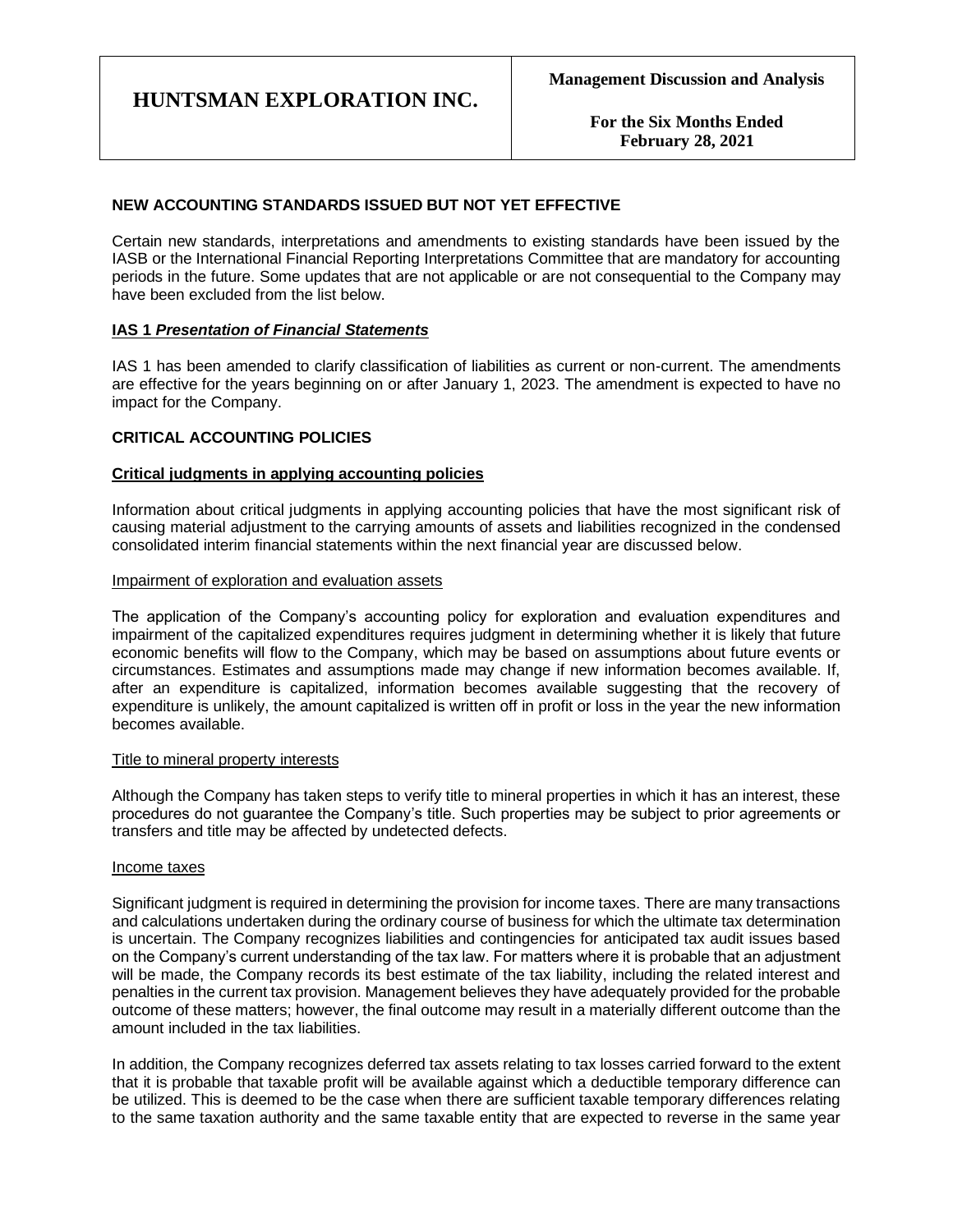## NEW ACCOUNTING STANDARDS ISSUED BUT NOT YET EFFECTIVE

Certain new standards, interpretations and amendments to existing standards have been issued by the IASB or the International Financial Reporting Interpretations Committee that are mandatory for accounting periods in the future. Some updates that are not applicable or are not consequential to the Company may have been excluded from the list below.

### IAS 1 *Presentation of Financial Statements*

IAS 1 has been amended to clarify classification of liabilities as current or non-current. The amendments are effective for the years beginning on or after January 1, 2023. The amendment is expected to have no impact for the Company.

## CRITICAL ACCOUNTING POLICIES

### Critical judgments in applying accounting policies

Information about critical judgments in applying accounting policies that have the most significant risk of causing material adjustment to the carrying amounts of assets and liabilities recognized in the condensed consolidated interim financial statements within the next financial year are discussed below.

#### Impairment of exploration and evaluation assets

The application of the Company's accounting policy for exploration and evaluation expenditures and impairment of the capitalized expenditures requires judgment in determining whether it is likely that future economic benefits will flow to the Company, which may be based on assumptions about future events or circumstances. Estimates and assumptions made may change if new information becomes available. If, after an expenditure is capitalized, information becomes available suggesting that the recovery of expenditure is unlikely, the amount capitalized is written off in profit or loss in the year the new information becomes available.

#### Title to mineral property interests

Although the Company has taken steps to verify title to mineral properties in which it has an interest, these procedures do not guarantee the Company's title. Such properties may be subject to prior agreements or transfers and title may be affected by undetected defects.

#### Income taxes

Significant judgment is required in determining the provision for income taxes. There are many transactions and calculations undertaken during the ordinary course of business for which the ultimate tax determination is uncertain. The Company recognizes liabilities and contingencies for anticipated tax audit issues based on the Company's current understanding of the tax law. For matters where it is probable that an adjustment will be made, the Company records its best estimate of the tax liability, including the related interest and penalties in the current tax provision. Management believes they have adequately provided for the probable outcome of these matters; however, the final outcome may result in a materially different outcome than the amount included in the tax liabilities.

In addition, the Company recognizes deferred tax assets relating to tax losses carried forward to the extent that it is probable that taxable profit will be available against which a deductible temporary difference can be utilized. This is deemed to be the case when there are sufficient taxable temporary differences relating to the same taxation authority and the same taxable entity that are expected to reverse in the same year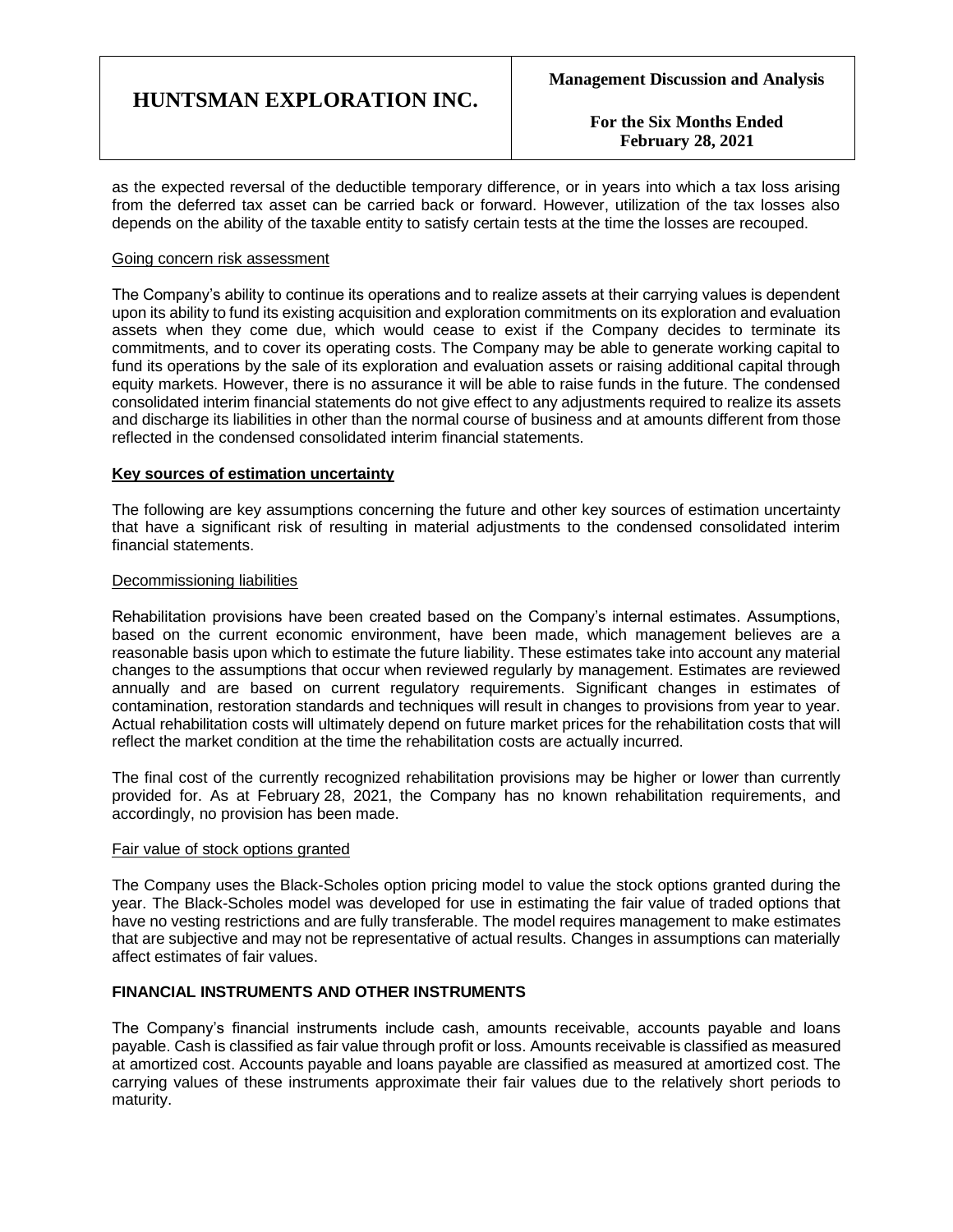as the expected reversal of the deductible temporary difference, or in years into which a tax loss arising from the deferred tax asset can be carried back or forward. However, utilization of the tax losses also depends on the ability of the taxable entity to satisfy certain tests at the time the losses are recouped.

Going concern risk assessment

The Company's ability to continue its operations and to realize assets at their carrying values is dependent upon its ability to fund its existing acquisition and exploration commitments on its exploration and evaluation assets when they come due, which would cease to exist if the Company decides to terminate its commitments, and to cover its operating costs. The Company may be able to generate working capital to fund its operations by the sale of its exploration and evaluation assets or raising additional capital through equity markets. However, there is no assurance it will be able to raise funds in the future. The condensed consolidated interim financial statements do not give effect to any adjustments required to realize its assets and discharge its liabilities in other than the normal course of business and at amounts different from those reflected in the condensed consolidated interim financial statements.

**Key sources of estimation uncertainty**

The following are key assumptions concerning the future and other key sources of estimation uncertainty that have a significant risk of resulting in material adjustments to the condensed consolidated interim financial statements.

Decommissioning liabilities

Rehabilitation provisions have been created based on the Company's internal estimates. Assumptions, based on the current economic environment, have been made, which management believes are a reasonable basis upon which to estimate the future liability. These estimates take into account any material changes to the assumptions that occur when reviewed regularly by management. Estimates are reviewed annually and are based on current regulatory requirements. Significant changes in estimates of contamination, restoration standards and techniques will result in changes to provisions from year to year. Actual rehabilitation costs will ultimately depend on future market prices for the rehabilitation costs that will reflect the market condition at the time the rehabilitation costs are actually incurred.

The final cost of the currently recognized rehabilitation provisions may be higher or lower than currently provided for. As at February 28, 2021, the Company has no known rehabilitation requirements, and accordingly, no provision has been made.

Fair value of stock options granted

The Company uses the Black-Scholes option pricing model to value the stock options granted during the year. The Black-Scholes model was developed for use in estimating the fair value of traded options that have no vesting restrictions and are fully transferable. The model requires management to make estimates that are subjective and may not be representative of actual results. Changes in assumptions can materially affect estimates of fair values.

## FINANCIAL INSTRUMENTS AND OTHER INSTRUMENTS

The Company's financial instruments include cash, amounts receivable, accounts payable and loans payable. Cash is classified as fair value through profit or loss. Amounts receivable is classified as measured at amortized cost. Accounts payable and loans payable are classified as measured at amortized cost. The carrying values of these instruments approximate their fair values due to the relatively short periods to maturity.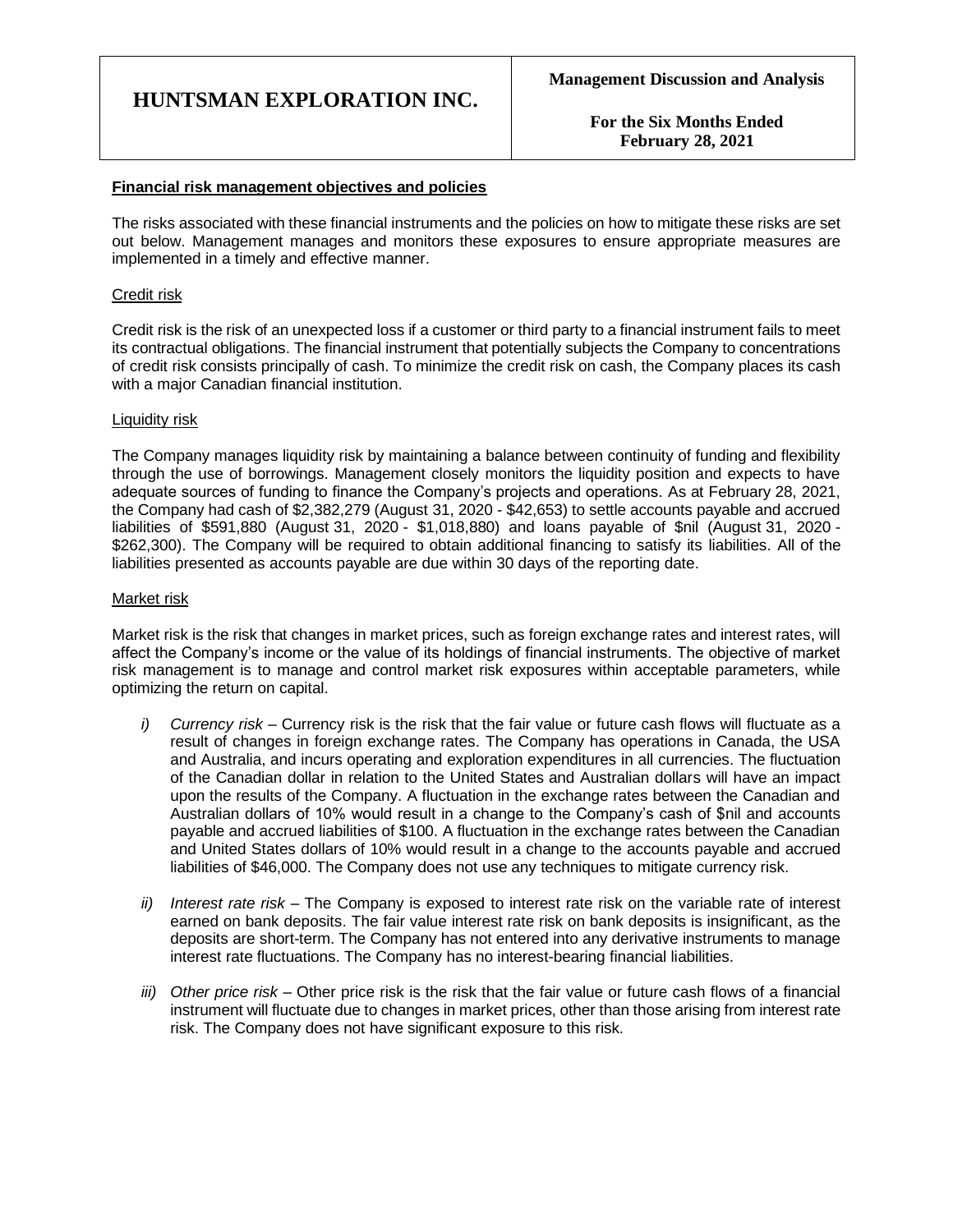## Financial risk management objectives and policies

The risks associated with these financial instruments and the policies on how to mitigate these risks are set out below. Management manages and monitors these exposures to ensure appropriate measures are implemented in a timely and effective manner.

### Credit risk

Credit risk is the risk of an unexpected loss if a customer or third party to a financial instrument fails to meet its contractual obligations. The financial instrument that potentially subjects the Company to concentrations of credit risk consists principally of cash. To minimize the credit risk on cash, the Company places its cash with a major Canadian financial institution.

### Liquidity risk

The Company manages liquidity risk by maintaining a balance between continuity of funding and flexibility through the use of borrowings. Management closely monitors the liquidity position and expects to have adequate sources of funding to finance the Company's projects and operations. As at February 28, 2021, the Company had cash of $2,382,279 (August 31, 2020 - $42,653) to settle accounts payable and accrued liabilities of $591,880 (August 31, 2020 - $1,018,880) and loans payable of $nil (August 31, 2020 - $262,300). The Company will be required to obtain additional financing to satisfy its liabilities. All of the liabilities presented as accounts payable are due within 30 days of the reporting date.

### Market risk

Market risk is the risk that changes in market prices, such as foreign exchange rates and interest rates, will affect the Company's income or the value of its holdings of financial instruments. The objective of market risk management is to manage and control market risk exposures within acceptable parameters, while optimizing the return on capital.

*i) Currency risk* – Currency risk is the risk that the fair value or future cash flows will fluctuate as a result of changes in foreign exchange rates. The Company has operations in Canada, the USA and Australia, and incurs operating and exploration expenditures in all currencies. The fluctuation of the Canadian dollar in relation to the United States and Australian dollars will have an impact upon the results of the Company. A fluctuation in the exchange rates between the Canadian and Australian dollars of 10% would result in a change to the Company's cash of $nil and accounts payable and accrued liabilities of $100. A fluctuation in the exchange rates between the Canadian and United States dollars of 10% would result in a change to the accounts payable and accrued liabilities of $46,000. The Company does not use any techniques to mitigate currency risk.

*ii) Interest rate risk* – The Company is exposed to interest rate risk on the variable rate of interest earned on bank deposits. The fair value interest rate risk on bank deposits is insignificant, as the deposits are short-term. The Company has not entered into any derivative instruments to manage interest rate fluctuations. The Company has no interest-bearing financial liabilities.

*iii) Other price risk* – Other price risk is the risk that the fair value or future cash flows of a financial instrument will fluctuate due to changes in market prices, other than those arising from interest rate risk. The Company does not have significant exposure to this risk.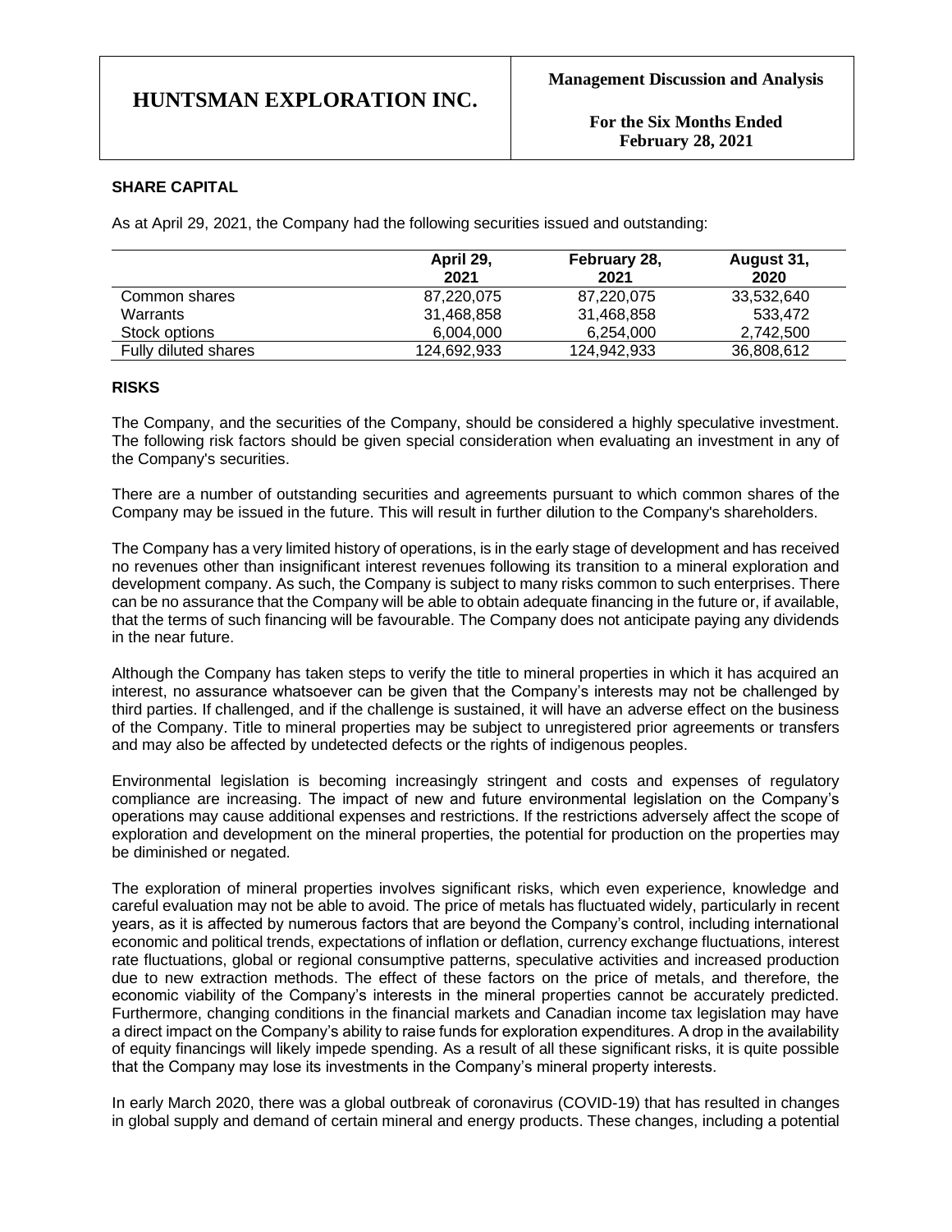## SHARE CAPITAL

As at April 29, 2021, the Company had the following securities issued and outstanding:

| | April 29, 2021 | February 28, 2021 | August 31, 2020 |
|---|---|---|---|
| Common shares | 87,220,075 | 87,220,075 | 33,532,640 |
| Warrants | 31,468,858 | 31,468,858 | 533,472 |
| Stock options | 6,004,000 | 6,254,000 | 2,742,500 |
| Fully diluted shares | 124,692,933 | 124,942,933 | 36,808,612 |

## RISKS

The Company, and the securities of the Company, should be considered a highly speculative investment. The following risk factors should be given special consideration when evaluating an investment in any of the Company's securities.

There are a number of outstanding securities and agreements pursuant to which common shares of the Company may be issued in the future. This will result in further dilution to the Company's shareholders.

The Company has a very limited history of operations, is in the early stage of development and has received no revenues other than insignificant interest revenues following its transition to a mineral exploration and development company. As such, the Company is subject to many risks common to such enterprises. There can be no assurance that the Company will be able to obtain adequate financing in the future or, if available, that the terms of such financing will be favourable. The Company does not anticipate paying any dividends in the near future.

Although the Company has taken steps to verify the title to mineral properties in which it has acquired an interest, no assurance whatsoever can be given that the Company's interests may not be challenged by third parties. If challenged, and if the challenge is sustained, it will have an adverse effect on the business of the Company. Title to mineral properties may be subject to unregistered prior agreements or transfers and may also be affected by undetected defects or the rights of indigenous peoples.

Environmental legislation is becoming increasingly stringent and costs and expenses of regulatory compliance are increasing. The impact of new and future environmental legislation on the Company's operations may cause additional expenses and restrictions. If the restrictions adversely affect the scope of exploration and development on the mineral properties, the potential for production on the properties may be diminished or negated.

The exploration of mineral properties involves significant risks, which even experience, knowledge and careful evaluation may not be able to avoid. The price of metals has fluctuated widely, particularly in recent years, as it is affected by numerous factors that are beyond the Company's control, including international economic and political trends, expectations of inflation or deflation, currency exchange fluctuations, interest rate fluctuations, global or regional consumptive patterns, speculative activities and increased production due to new extraction methods. The effect of these factors on the price of metals, and therefore, the economic viability of the Company's interests in the mineral properties cannot be accurately predicted. Furthermore, changing conditions in the financial markets and Canadian income tax legislation may have a direct impact on the Company's ability to raise funds for exploration expenditures. A drop in the availability of equity financings will likely impede spending. As a result of all these significant risks, it is quite possible that the Company may lose its investments in the Company's mineral property interests.

In early March 2020, there was a global outbreak of coronavirus (COVID-19) that has resulted in changes in global supply and demand of certain mineral and energy products. These changes, including a potential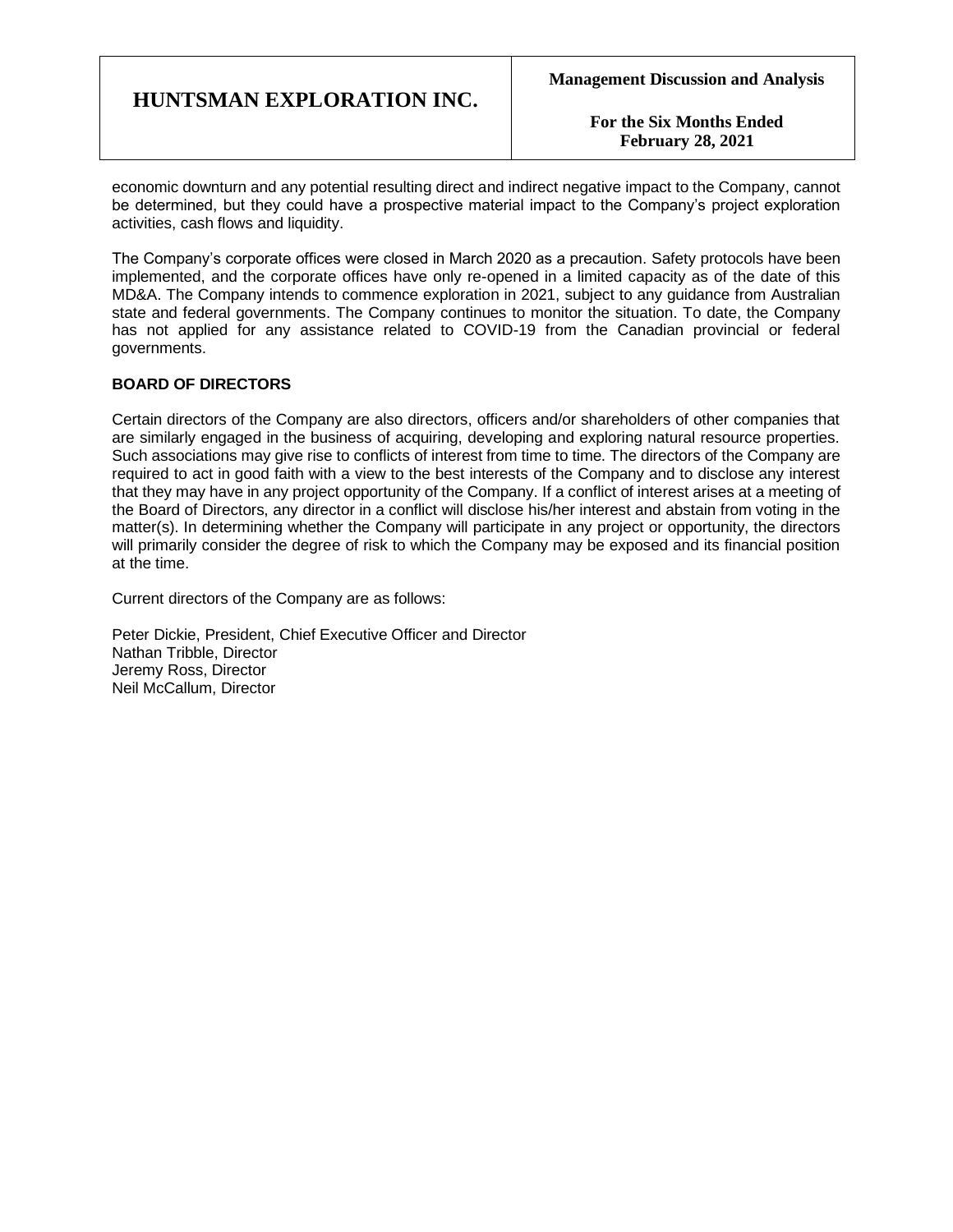economic downturn and any potential resulting direct and indirect negative impact to the Company, cannot be determined, but they could have a prospective material impact to the Company's project exploration activities, cash flows and liquidity.

The Company's corporate offices were closed in March 2020 as a precaution. Safety protocols have been implemented, and the corporate offices have only re-opened in a limited capacity as of the date of this MD&A. The Company intends to commence exploration in 2021, subject to any guidance from Australian state and federal governments. The Company continues to monitor the situation. To date, the Company has not applied for any assistance related to COVID-19 from the Canadian provincial or federal governments.

**BOARD OF DIRECTORS**

Certain directors of the Company are also directors, officers and/or shareholders of other companies that are similarly engaged in the business of acquiring, developing and exploring natural resource properties. Such associations may give rise to conflicts of interest from time to time. The directors of the Company are required to act in good faith with a view to the best interests of the Company and to disclose any interest that they may have in any project opportunity of the Company. If a conflict of interest arises at a meeting of the Board of Directors, any director in a conflict will disclose his/her interest and abstain from voting in the matter(s). In determining whether the Company will participate in any project or opportunity, the directors will primarily consider the degree of risk to which the Company may be exposed and its financial position at the time.

Current directors of the Company are as follows:

Peter Dickie, President, Chief Executive Officer and Director
Nathan Tribble, Director
Jeremy Ross, Director
Neil McCallum, Director